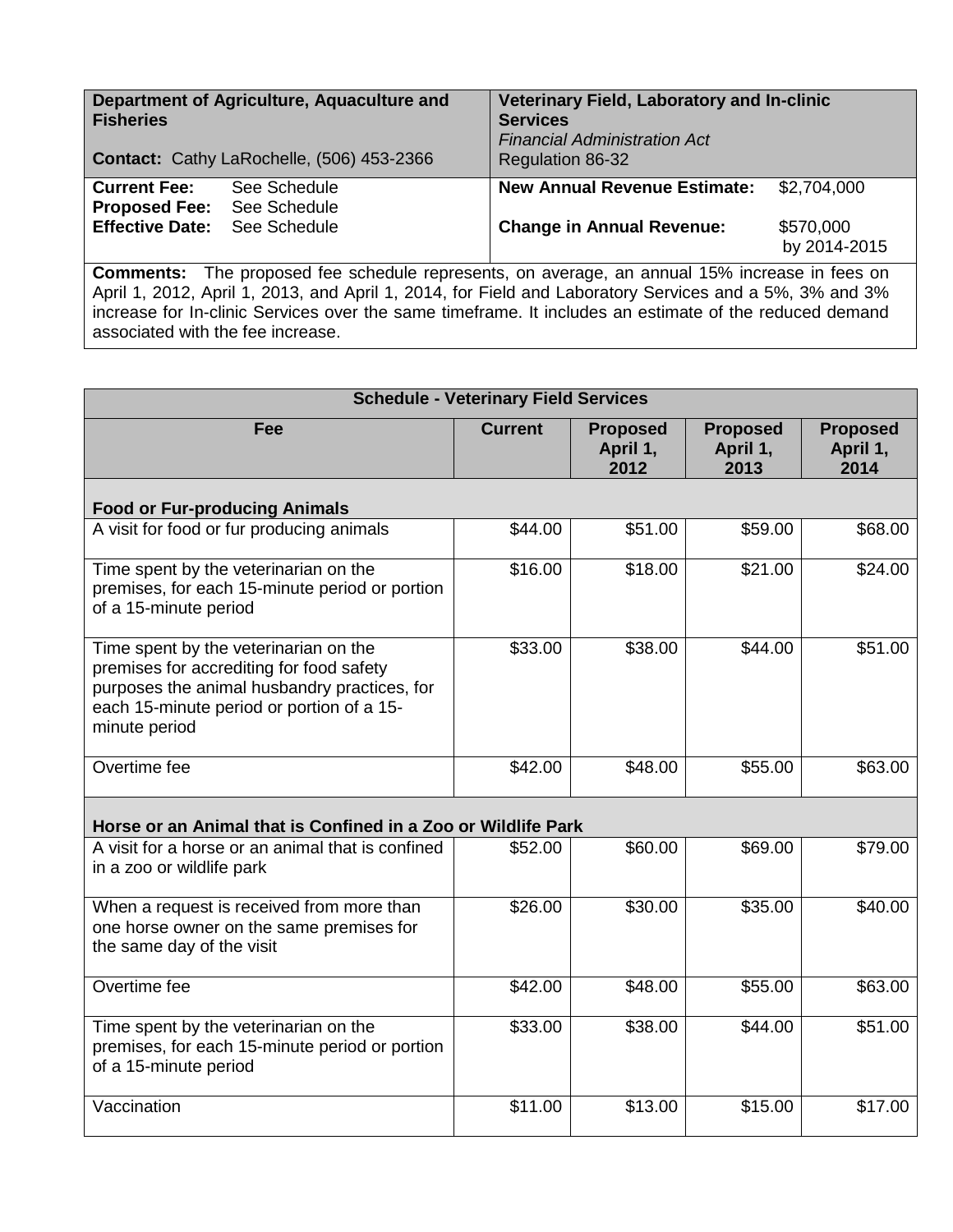| Department of Agriculture, Aquaculture and Fisheries | Veterinary Field, Laboratory and In-clinic Services |
|---|---|
| **Contact:** Cathy LaRochelle, (506) 453-2366 | *Financial Administration Act* Regulation 86-32 |
| **Current Fee:** See Schedule<br>**Proposed Fee:** See Schedule<br>**Effective Date:** See Schedule | **New Annual Revenue Estimate:** $2,704,000<br><br>**Change in Annual Revenue:** $570,000 by 2014-2015 |

**Comments:** The proposed fee schedule represents, on average, an annual 15% increase in fees on April 1, 2012, April 1, 2013, and April 1, 2014, for Field and Laboratory Services and a 5%, 3% and 3% increase for In-clinic Services over the same timeframe. It includes an estimate of the reduced demand associated with the fee increase.

**Schedule - Veterinary Field Services**

| Fee | Current | Proposed April 1, 2012 | Proposed April 1, 2013 | Proposed April 1, 2014 |
|---|---|---|---|---|
| **Food or Fur-producing Animals** | | | | |
| A visit for food or fur producing animals | $44.00 | $51.00 | $59.00 | $68.00 |
| Time spent by the veterinarian on the premises, for each 15-minute period or portion of a 15-minute period | $16.00 | $18.00 | $21.00 | $24.00 |
| Time spent by the veterinarian on the premises for accrediting for food safety purposes the animal husbandry practices, for each 15-minute period or portion of a 15-minute period | $33.00 | $38.00 | $44.00 | $51.00 |
| Overtime fee | $42.00 | $48.00 | $55.00 | $63.00 |
| **Horse or an Animal that is Confined in a Zoo or Wildlife Park** | | | | |
| A visit for a horse or an animal that is confined in a zoo or wildlife park | $52.00 | $60.00 | $69.00 | $79.00 |
| When a request is received from more than one horse owner on the same premises for the same day of the visit | $26.00 | $30.00 | $35.00 | $40.00 |
| Overtime fee | $42.00 | $48.00 | $55.00 | $63.00 |
| Time spent by the veterinarian on the premises, for each 15-minute period or portion of a 15-minute period | $33.00 | $38.00 | $44.00 | $51.00 |
| Vaccination | $11.00 | $13.00 | $15.00 | $17.00 |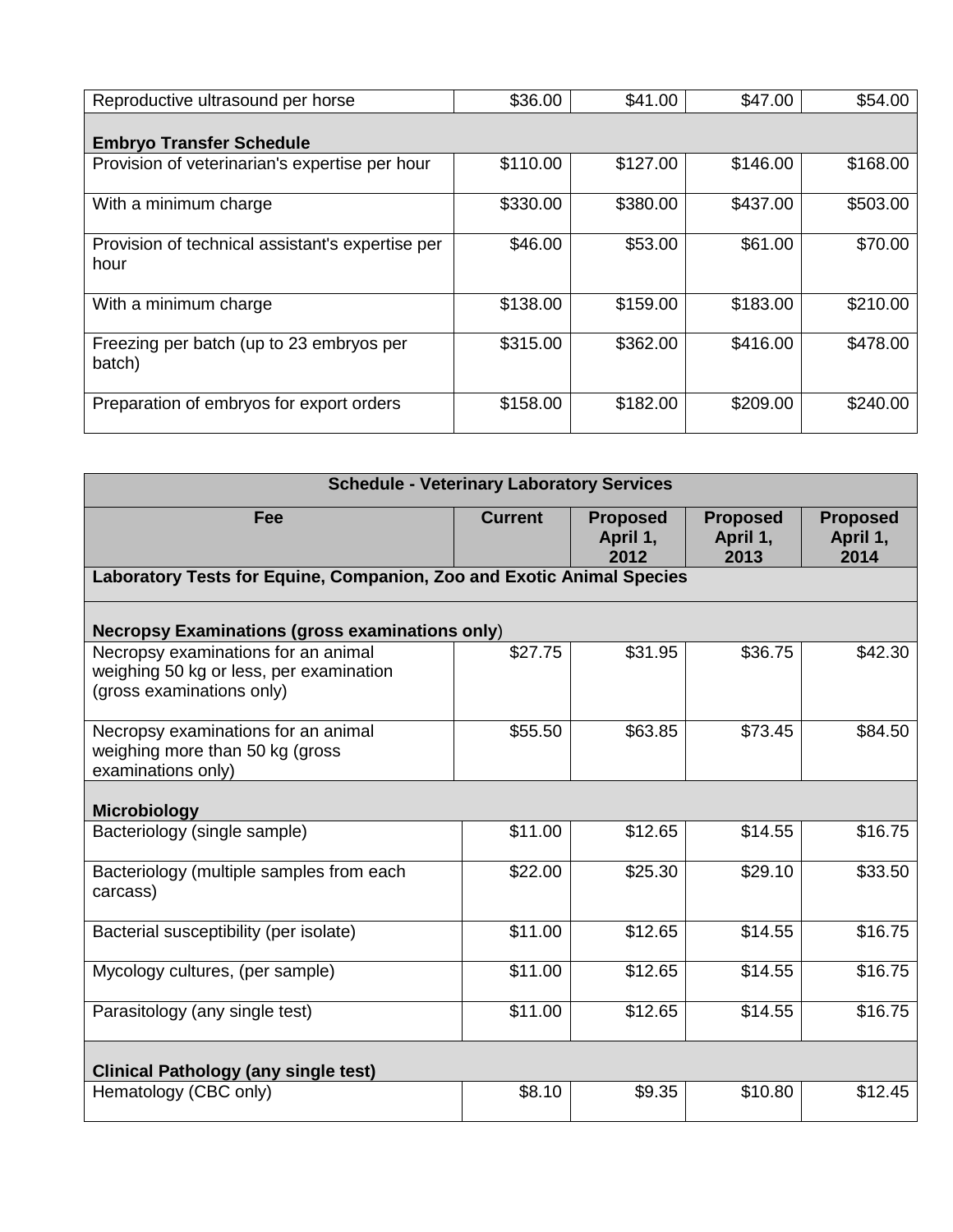| | | | | |
|---|---|---|---|---|
| Reproductive ultrasound per horse | $36.00 | $41.00 | $47.00 | $54.00 |
| **Embryo Transfer Schedule** | | | | |
| Provision of veterinarian's expertise per hour | $110.00 | $127.00 | $146.00 | $168.00 |
| With a minimum charge | $330.00 | $380.00 | $437.00 | $503.00 |
| Provision of technical assistant's expertise per hour | $46.00 | $53.00 | $61.00 | $70.00 |
| With a minimum charge | $138.00 | $159.00 | $183.00 | $210.00 |
| Freezing per batch (up to 23 embryos per batch) | $315.00 | $362.00 | $416.00 | $478.00 |
| Preparation of embryos for export orders | $158.00 | $182.00 | $209.00 | $240.00 |

| **Schedule - Veterinary Laboratory Services** | | | | |
|---|---|---|---|---|
| **Fee** | **Current** | **Proposed April 1, 2012** | **Proposed April 1, 2013** | **Proposed April 1, 2014** |
| **Laboratory Tests for Equine, Companion, Zoo and Exotic Animal Species** | | | | |
| **Necropsy Examinations (gross examinations only)** | | | | |
| Necropsy examinations for an animal weighing 50 kg or less, per examination (gross examinations only) | $27.75 | $31.95 | $36.75 | $42.30 |
| Necropsy examinations for an animal weighing more than 50 kg (gross examinations only) | $55.50 | $63.85 | $73.45 | $84.50 |
| **Microbiology** | | | | |
| Bacteriology (single sample) | $11.00 | $12.65 | $14.55 | $16.75 |
| Bacteriology (multiple samples from each carcass) | $22.00 | $25.30 | $29.10 | $33.50 |
| Bacterial susceptibility (per isolate) | $11.00 | $12.65 | $14.55 | $16.75 |
| Mycology cultures, (per sample) | $11.00 | $12.65 | $14.55 | $16.75 |
| Parasitology (any single test) | $11.00 | $12.65 | $14.55 | $16.75 |
| **Clinical Pathology (any single test)** | | | | |
| Hematology (CBC only) | $8.10 | $9.35 | $10.80 | $12.45 |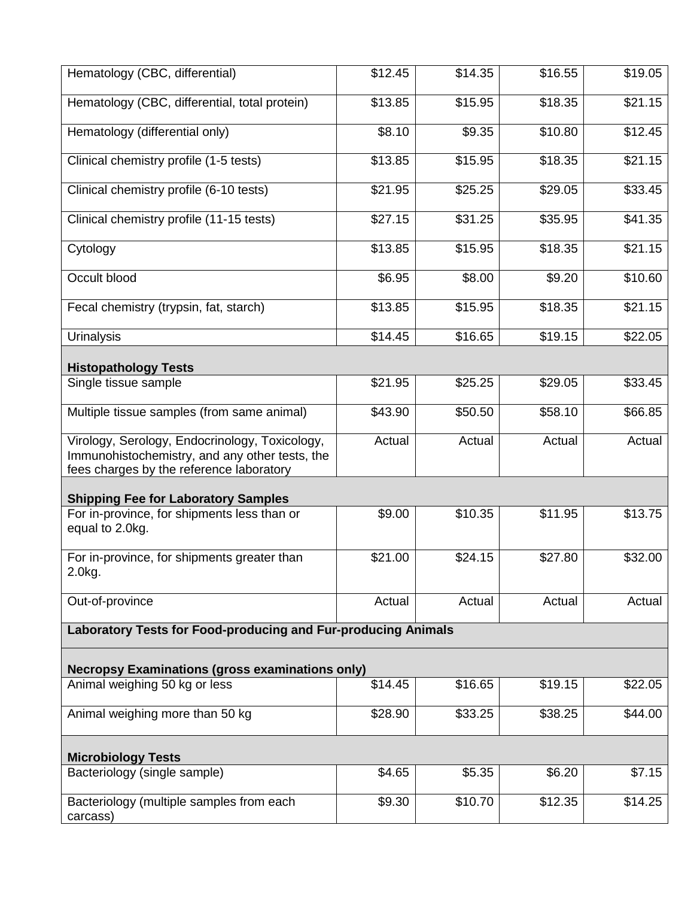| | | | | |
|---|---|---|---|---|
| Hematology (CBC, differential) | $12.45 | $14.35 | $16.55 | $19.05 |
| Hematology (CBC, differential, total protein) | $13.85 | $15.95 | $18.35 | $21.15 |
| Hematology (differential only) | $8.10 | $9.35 | $10.80 | $12.45 |
| Clinical chemistry profile (1-5 tests) | $13.85 | $15.95 | $18.35 | $21.15 |
| Clinical chemistry profile (6-10 tests) | $21.95 | $25.25 | $29.05 | $33.45 |
| Clinical chemistry profile (11-15 tests) | $27.15 | $31.25 | $35.95 | $41.35 |
| Cytology | $13.85 | $15.95 | $18.35 | $21.15 |
| Occult blood | $6.95 | $8.00 | $9.20 | $10.60 |
| Fecal chemistry (trypsin, fat, starch) | $13.85 | $15.95 | $18.35 | $21.15 |
| Urinalysis | $14.45 | $16.65 | $19.15 | $22.05 |
| **Histopathology Tests** | | | | |
| Single tissue sample | $21.95 | $25.25 | $29.05 | $33.45 |
| Multiple tissue samples (from same animal) | $43.90 | $50.50 | $58.10 | $66.85 |
| Virology, Serology, Endocrinology, Toxicology, Immunohistochemistry, and any other tests, the fees charges by the reference laboratory | Actual | Actual | Actual | Actual |
| **Shipping Fee for Laboratory Samples** | | | | |
| For in-province, for shipments less than or equal to 2.0kg. | $9.00 | $10.35 | $11.95 | $13.75 |
| For in-province, for shipments greater than 2.0kg. | $21.00 | $24.15 | $27.80 | $32.00 |
| Out-of-province | Actual | Actual | Actual | Actual |
| **Laboratory Tests for Food-producing and Fur-producing Animals** | | | | |
| **Necropsy Examinations (gross examinations only)** | | | | |
| Animal weighing 50 kg or less | $14.45 | $16.65 | $19.15 | $22.05 |
| Animal weighing more than 50 kg | $28.90 | $33.25 | $38.25 | $44.00 |
| **Microbiology Tests** | | | | |
| Bacteriology (single sample) | $4.65 | $5.35 | $6.20 | $7.15 |
| Bacteriology (multiple samples from each carcass) | $9.30 | $10.70 | $12.35 | $14.25 |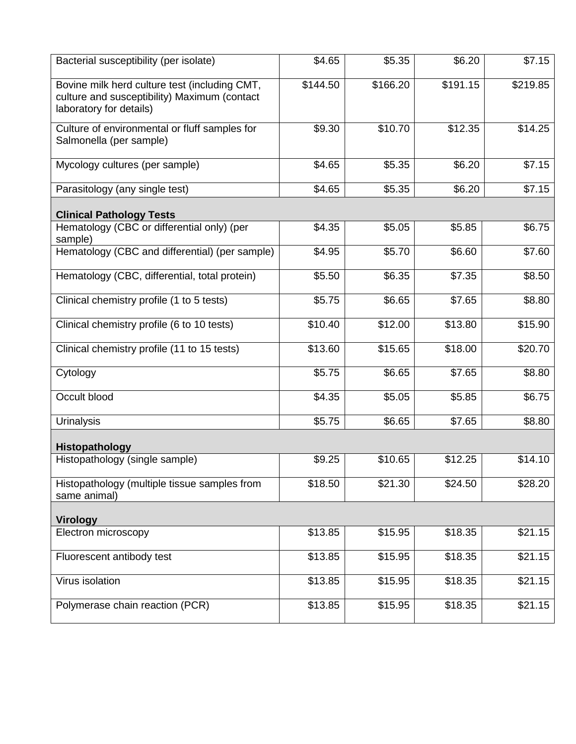| | | | | |
|---|---|---|---|---|
| Bacterial susceptibility (per isolate) | $4.65 | $5.35 | $6.20 | $7.15 |
| Bovine milk herd culture test (including CMT, culture and susceptibility) Maximum (contact laboratory for details) | $144.50 | $166.20 | $191.15 | $219.85 |
| Culture of environmental or fluff samples for Salmonella (per sample) | $9.30 | $10.70 | $12.35 | $14.25 |
| Mycology cultures (per sample) | $4.65 | $5.35 | $6.20 | $7.15 |
| Parasitology (any single test) | $4.65 | $5.35 | $6.20 | $7.15 |
| **Clinical Pathology Tests** | | | | |
| Hematology (CBC or differential only) (per sample) | $4.35 | $5.05 | $5.85 | $6.75 |
| Hematology (CBC and differential) (per sample) | $4.95 | $5.70 | $6.60 | $7.60 |
| Hematology (CBC, differential, total protein) | $5.50 | $6.35 | $7.35 | $8.50 |
| Clinical chemistry profile (1 to 5 tests) | $5.75 | $6.65 | $7.65 | $8.80 |
| Clinical chemistry profile (6 to 10 tests) | $10.40 | $12.00 | $13.80 | $15.90 |
| Clinical chemistry profile (11 to 15 tests) | $13.60 | $15.65 | $18.00 | $20.70 |
| Cytology | $5.75 | $6.65 | $7.65 | $8.80 |
| Occult blood | $4.35 | $5.05 | $5.85 | $6.75 |
| Urinalysis | $5.75 | $6.65 | $7.65 | $8.80 |
| **Histopathology** | | | | |
| Histopathology (single sample) | $9.25 | $10.65 | $12.25 | $14.10 |
| Histopathology (multiple tissue samples from same animal) | $18.50 | $21.30 | $24.50 | $28.20 |
| **Virology** | | | | |
| Electron microscopy | $13.85 | $15.95 | $18.35 | $21.15 |
| Fluorescent antibody test | $13.85 | $15.95 | $18.35 | $21.15 |
| Virus isolation | $13.85 | $15.95 | $18.35 | $21.15 |
| Polymerase chain reaction (PCR) | $13.85 | $15.95 | $18.35 | $21.15 |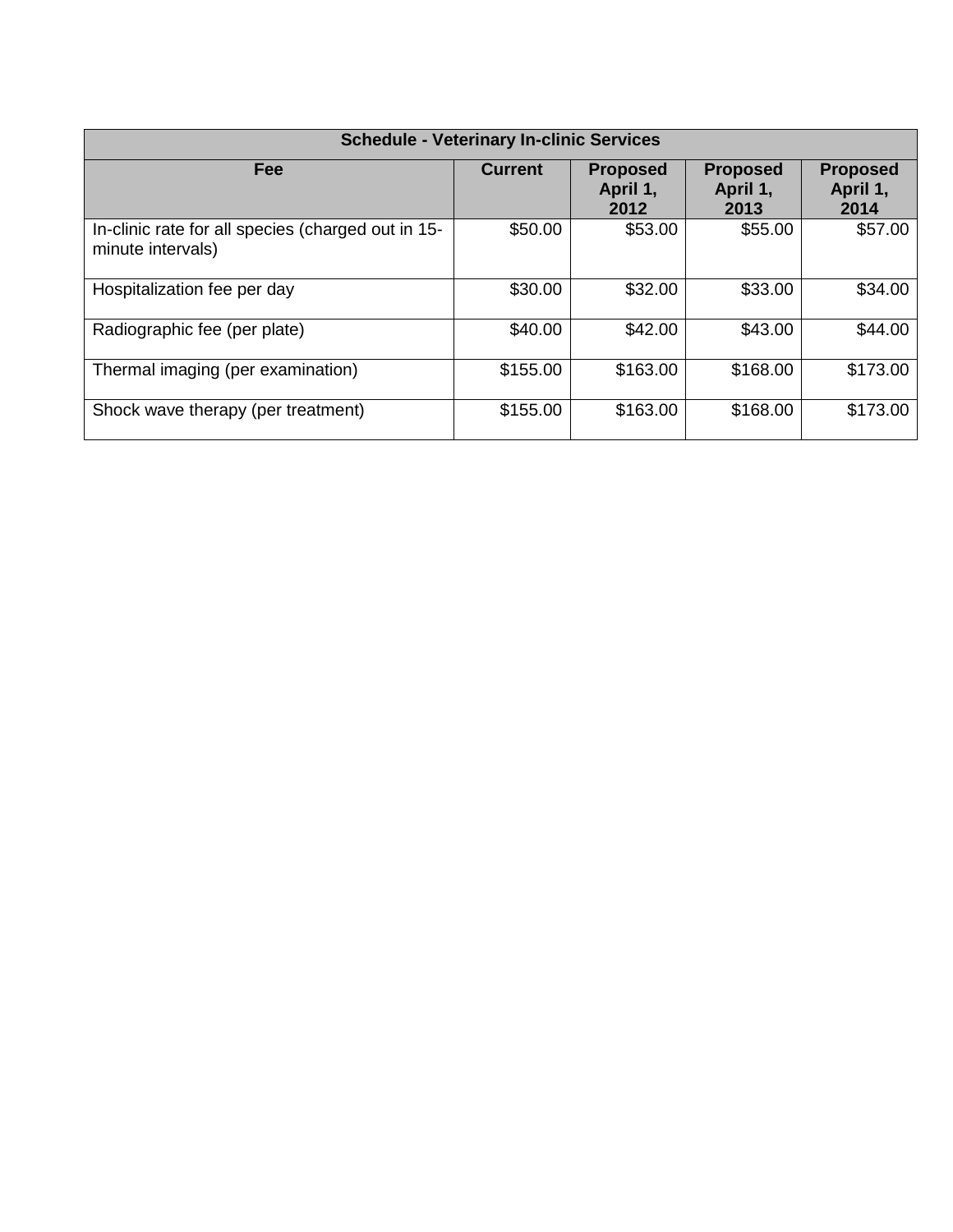| Schedule - Veterinary In-clinic Services | | | | |
| --- | --- | --- | --- | --- |
| **Fee** | **Current** | **Proposed April 1, 2012** | **Proposed April 1, 2013** | **Proposed April 1, 2014** |
| In-clinic rate for all species (charged out in 15-minute intervals) | $50.00 | $53.00 | $55.00 | $57.00 |
| Hospitalization fee per day | $30.00 | $32.00 | $33.00 | $34.00 |
| Radiographic fee (per plate) | $40.00 | $42.00 | $43.00 | $44.00 |
| Thermal imaging (per examination) | $155.00 | $163.00 | $168.00 | $173.00 |
| Shock wave therapy (per treatment) | $155.00 | $163.00 | $168.00 | $173.00 |